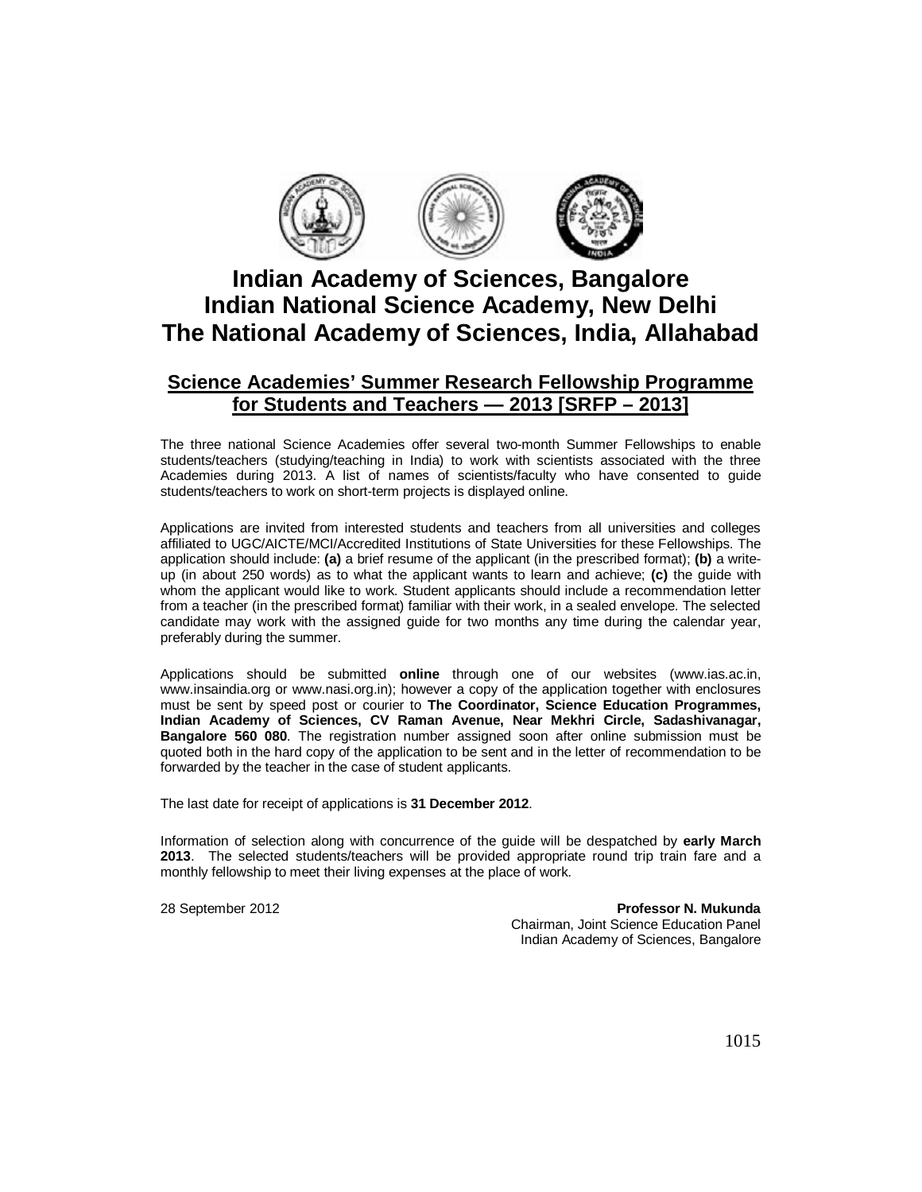# Indian Academy of Sciences, Bangalore
# Indian National Science Academy, New Delhi
# The National Academy of Sciences, India, Allahabad

## Science Academies' Summer Research Fellowship Programme for Students and Teachers — 2013 [SRFP – 2013]

The three national Science Academies offer several two-month Summer Fellowships to enable students/teachers (studying/teaching in India) to work with scientists associated with the three Academies during 2013. A list of names of scientists/faculty who have consented to guide students/teachers to work on short-term projects is displayed online.

Applications are invited from interested students and teachers from all universities and colleges affiliated to UGC/AICTE/MCI/Accredited Institutions of State Universities for these Fellowships. The application should include: **(a)** a brief resume of the applicant (in the prescribed format); **(b)** a write-up (in about 250 words) as to what the applicant wants to learn and achieve; **(c)** the guide with whom the applicant would like to work. Student applicants should include a recommendation letter from a teacher (in the prescribed format) familiar with their work, in a sealed envelope. The selected candidate may work with the assigned guide for two months any time during the calendar year, preferably during the summer.

Applications should be submitted **online** through one of our websites (www.ias.ac.in, www.insaindia.org or www.nasi.org.in); however a copy of the application together with enclosures must be sent by speed post or courier to **The Coordinator, Science Education Programmes, Indian Academy of Sciences, CV Raman Avenue, Near Mekhri Circle, Sadashivanagar, Bangalore 560 080**. The registration number assigned soon after online submission must be quoted both in the hard copy of the application to be sent and in the letter of recommendation to be forwarded by the teacher in the case of student applicants.

The last date for receipt of applications is **31 December 2012**.

Information of selection along with concurrence of the guide will be despatched by **early March 2013**. The selected students/teachers will be provided appropriate round trip train fare and a monthly fellowship to meet their living expenses at the place of work.

28 September 2012

**Professor N. Mukunda**
Chairman, Joint Science Education Panel
Indian Academy of Sciences, Bangalore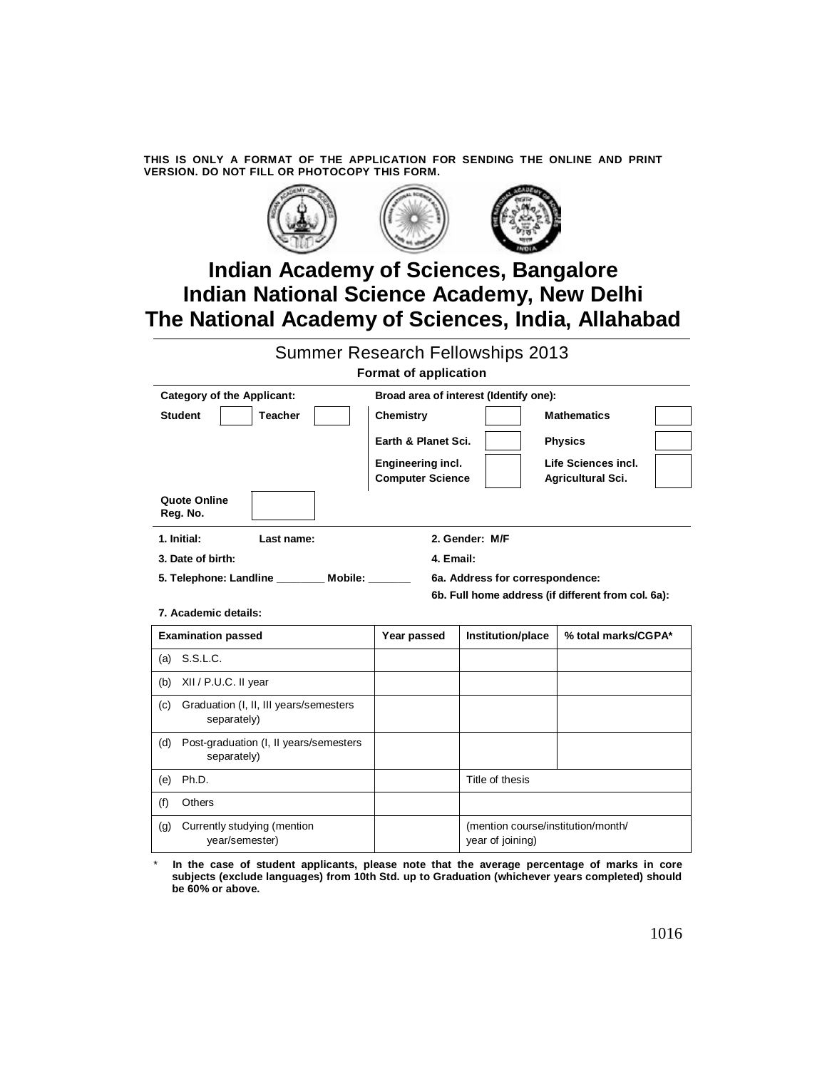**THIS IS ONLY A FORMAT OF THE APPLICATION FOR SENDING THE ONLINE AND PRINT VERSION. DO NOT FILL OR PHOTOCOPY THIS FORM.**

# Indian Academy of Sciences, Bangalore
# Indian National Science Academy, New Delhi
# The National Academy of Sciences, India, Allahabad

## Summer Research Fellowships 2013

**Format of application**

| **Category of the Applicant:** | | | | **Broad area of interest (Identify one):** | | | |
|---|---|---|---|---|---|---|---|
| **Student** | | **Teacher** | | **Chemistry** | | **Mathematics** | |
| | | | | **Earth & Planet Sci.** | | **Physics** | |
| | | | | **Engineering incl. Computer Science** | | **Life Sciences incl. Agricultural Sci.** | |

**Quote Online Reg. No.** 

**1. Initial:** **Last name:**

**2. Gender: M/F**

**3. Date of birth:**

**4. Email:**

**5. Telephone: Landline ________ Mobile: _______**

**6a. Address for correspondence:**

**6b. Full home address (if different from col. 6a):**

**7. Academic details:**

| Examination passed | Year passed | Institution/place | % total marks/CGPA* |
|---|---|---|---|
| (a) S.S.L.C. | | | |
| (b) XII / P.U.C. II year | | | |
| (c) Graduation (I, II, III years/semesters separately) | | | |
| (d) Post-graduation (I, II years/semesters separately) | | | |
| (e) Ph.D. | | Title of thesis | |
| (f) Others | | | |
| (g) Currently studying (mention year/semester) | | (mention course/institution/month/ year of joining) | |

\* **In the case of student applicants, please note that the average percentage of marks in core subjects (exclude languages) from 10th Std. up to Graduation (whichever years completed) should be 60% or above.**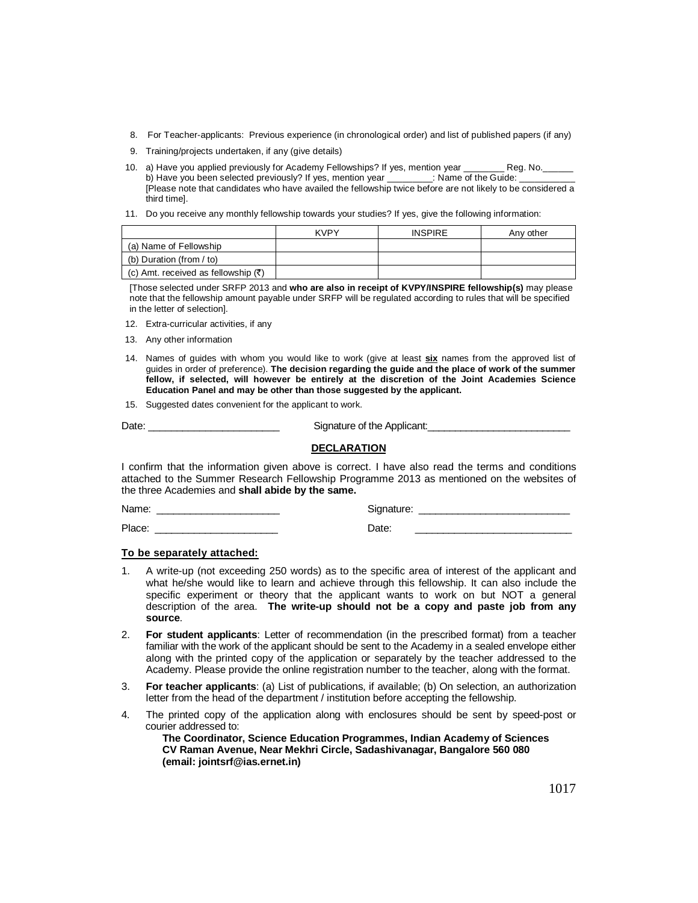8. For Teacher-applicants: Previous experience (in chronological order) and list of published papers (if any)

9. Training/projects undertaken, if any (give details)

10. a) Have you applied previously for Academy Fellowships? If yes, mention year ________ Reg. No.______
    b) Have you been selected previously? If yes, mention year _________: Name of the Guide: ___________
    [Please note that candidates who have availed the fellowship twice before are not likely to be considered a third time].

11. Do you receive any monthly fellowship towards your studies? If yes, give the following information:

| | KVPY | INSPIRE | Any other |
|---|---|---|---|
| (a) Name of Fellowship | | | |
| (b) Duration (from / to) | | | |
| (c) Amt. received as fellowship (₹) | | | |

[Those selected under SRFP 2013 and **who are also in receipt of KVPY/INSPIRE fellowship(s)** may please note that the fellowship amount payable under SRFP will be regulated according to rules that will be specified in the letter of selection].

12. Extra-curricular activities, if any

13. Any other information

14. Names of guides with whom you would like to work (give at least **six** names from the approved list of guides in order of preference). **The decision regarding the guide and the place of work of the summer fellow, if selected, will however be entirely at the discretion of the Joint Academies Science Education Panel and may be other than those suggested by the applicant.**

15. Suggested dates convenient for the applicant to work.

Date: _______________________ Signature of the Applicant:_________________________

## DECLARATION

I confirm that the information given above is correct. I have also read the terms and conditions attached to the Summer Research Fellowship Programme 2013 as mentioned on the websites of the three Academies and **shall abide by the same.**

Name: _____________________ Signature: __________________________

Place: _____________________ Date: ___________________________

**To be separately attached:**

1. A write-up (not exceeding 250 words) as to the specific area of interest of the applicant and what he/she would like to learn and achieve through this fellowship. It can also include the specific experiment or theory that the applicant wants to work on but NOT a general description of the area. **The write-up should not be a copy and paste job from any source**.

2. **For student applicants**: Letter of recommendation (in the prescribed format) from a teacher familiar with the work of the applicant should be sent to the Academy in a sealed envelope either along with the printed copy of the application or separately by the teacher addressed to the Academy. Please provide the online registration number to the teacher, along with the format.

3. **For teacher applicants**: (a) List of publications, if available; (b) On selection, an authorization letter from the head of the department / institution before accepting the fellowship.

4. The printed copy of the application along with enclosures should be sent by speed-post or courier addressed to:
   **The Coordinator, Science Education Programmes, Indian Academy of Sciences**
   **CV Raman Avenue, Near Mekhri Circle, Sadashivanagar, Bangalore 560 080**
   **(email: jointsrf@ias.ernet.in)**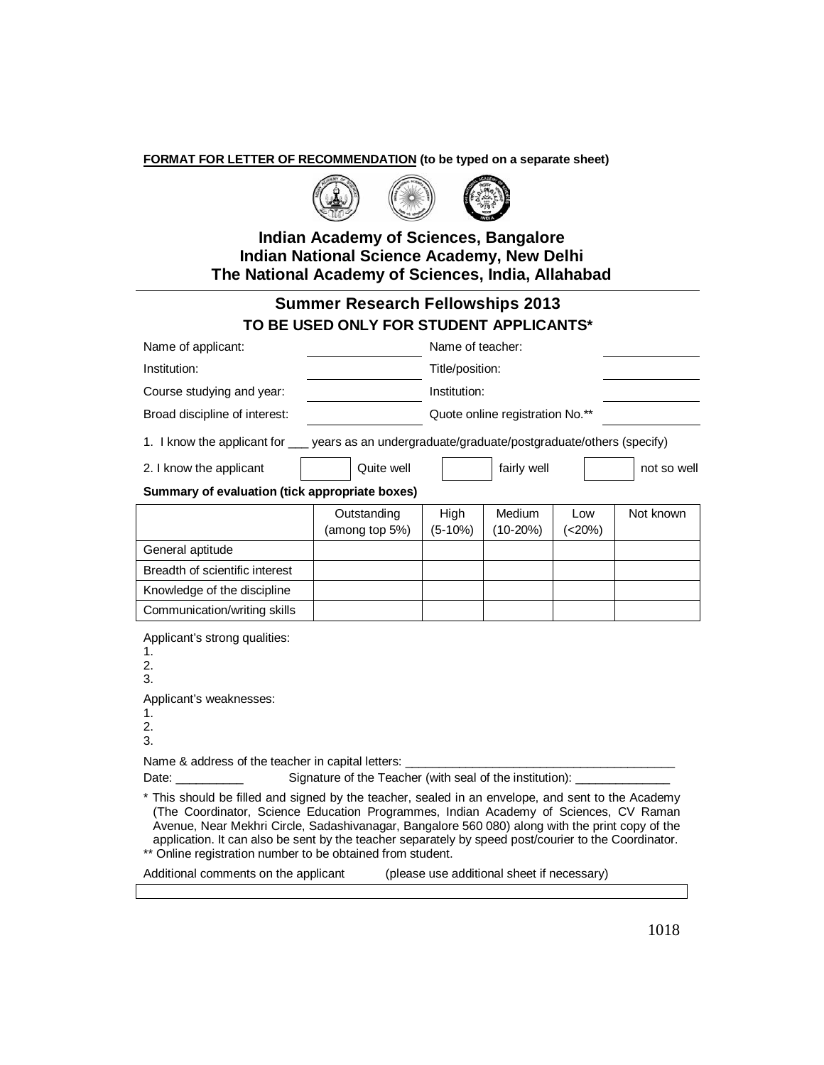**FORMAT FOR LETTER OF RECOMMENDATION** **(to be typed on a separate sheet)**

## Indian Academy of Sciences, Bangalore
## Indian National Science Academy, New Delhi
## The National Academy of Sciences, India, Allahabad

### Summer Research Fellowships 2013

### TO BE USED ONLY FOR STUDENT APPLICANTS*

| | | | |
|---|---|---|---|
| Name of applicant: | | Name of teacher: | |
| Institution: | | Title/position: | |
| Course studying and year: | | Institution: | |
| Broad discipline of interest: | | Quote online registration No.** | |

1. I know the applicant for ___ years as an undergraduate/graduate/postgraduate/others (specify)

2. I know the applicant [ ] Quite well [ ] fairly well [ ] not so well

**Summary of evaluation (tick appropriate boxes)**

| | Outstanding (among top 5%) | High (5-10%) | Medium (10-20%) | Low (<20%) | Not known |
|---|---|---|---|---|---|
| General aptitude | | | | | |
| Breadth of scientific interest | | | | | |
| Knowledge of the discipline | | | | | |
| Communication/writing skills | | | | | |

Applicant's strong qualities:
1.
2.
3.

Applicant's weaknesses:
1.
2.
3.

Name & address of the teacher in capital letters: ________________________________________

Date: __________ Signature of the Teacher (with seal of the institution): ______________

\* This should be filled and signed by the teacher, sealed in an envelope, and sent to the Academy (The Coordinator, Science Education Programmes, Indian Academy of Sciences, CV Raman Avenue, Near Mekhri Circle, Sadashivanagar, Bangalore 560 080) along with the print copy of the application. It can also be sent by the teacher separately by speed post/courier to the Coordinator.

** Online registration number to be obtained from student.

Additional comments on the applicant (please use additional sheet if necessary)